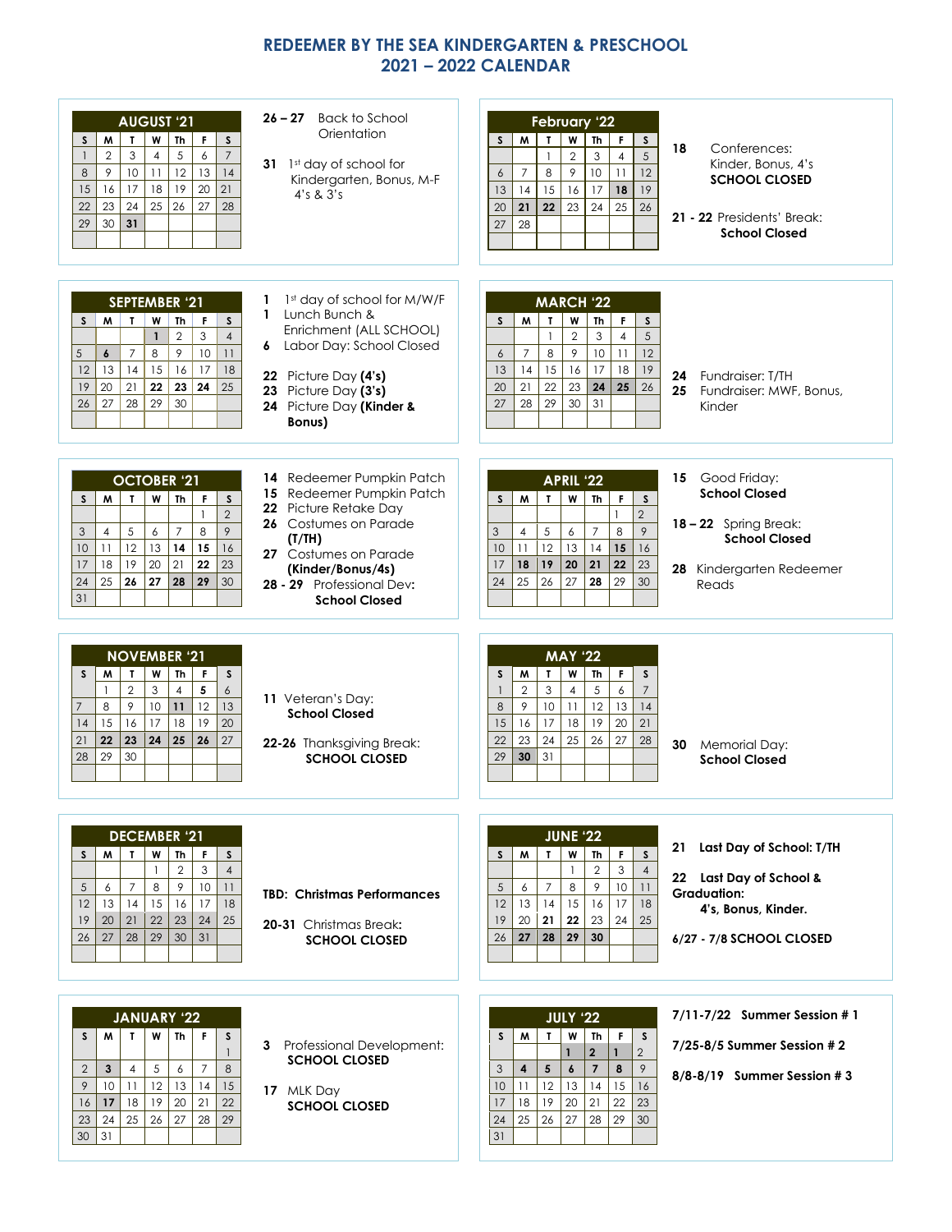# REDEEMER BY THE SEA KINDERGARTEN & PRESCHOOL
## 2021 – 2022 CALENDAR

### AUGUST '21

| S | M | T | W | Th | F | S |
|---|---|---|---|---|---|---|
| 1 | 2 | 3 | 4 | 5 | 6 | 7 |
| 8 | 9 | 10 | 11 | 12 | 13 | 14 |
| 15 | 16 | 17 | 18 | 19 | 20 | 21 |
| 22 | 23 | 24 | 25 | 26 | 27 | 28 |
| 29 | 30 | **31** | | | | |

**26 – 27** Back to School Orientation

**31** 1st day of school for Kindergarten, Bonus, M-F 4's & 3's

### SEPTEMBER '21

| S | M | T | W | Th | F | S |
|---|---|---|---|---|---|---|
| | | | **1** | 2 | 3 | 4 |
| 5 | **6** | 7 | 8 | 9 | 10 | 11 |
| 12 | 13 | 14 | 15 | 16 | 17 | 18 |
| 19 | 20 | 21 | **22** | **23** | **24** | 25 |
| 26 | 27 | 28 | 29 | 30 | | |

**1** 1st day of school for M/W/F

**1** Lunch Bunch & Enrichment (ALL SCHOOL)

**6** Labor Day: School Closed

**22** Picture Day **(4's)**

**23** Picture Day **(3's)**

**24** Picture Day **(Kinder & Bonus)**

### OCTOBER '21

| S | M | T | W | Th | F | S |
|---|---|---|---|---|---|---|
| | | | | | 1 | 2 |
| 3 | 4 | 5 | 6 | 7 | 8 | 9 |
| 10 | 11 | 12 | 13 | **14** | **15** | 16 |
| 17 | 18 | 19 | 20 | 21 | **22** | 23 |
| 24 | 25 | **26** | **27** | **28** | **29** | 30 |
| 31 | | | | | | |

**14** Redeemer Pumpkin Patch

**15** Redeemer Pumpkin Patch

**22** Picture Retake Day

**26** Costumes on Parade **(T/TH)**

**27** Costumes on Parade **(Kinder/Bonus/4s)**

**28 - 29** Professional Dev: **School Closed**

### NOVEMBER '21

| S | M | T | W | Th | F | S |
|---|---|---|---|---|---|---|
| | 1 | 2 | 3 | 4 | **5** | 6 |
| 7 | 8 | 9 | 10 | **11** | 12 | 13 |
| 14 | 15 | 16 | 17 | 18 | 19 | 20 |
| 21 | **22** | **23** | **24** | **25** | **26** | 27 |
| 28 | 29 | 30 | | | | |

**11** Veteran's Day: **School Closed**

**22-26** Thanksgiving Break: **SCHOOL CLOSED**

### DECEMBER '21

| S | M | T | W | Th | F | S |
|---|---|---|---|---|---|---|
| | | | 1 | 2 | 3 | 4 |
| 5 | 6 | 7 | 8 | 9 | 10 | 11 |
| 12 | 13 | 14 | 15 | 16 | 17 | 18 |
| 19 | 20 | 21 | 22 | 23 | 24 | 25 |
| 26 | 27 | 28 | 29 | 30 | 31 | |

**TBD: Christmas Performances**

**20-31** Christmas Break: **SCHOOL CLOSED**

### JANUARY '22

| S | M | T | W | Th | F | S |
|---|---|---|---|---|---|---|
| | | | | | | 1 |
| 2 | **3** | 4 | 5 | 6 | 7 | 8 |
| 9 | 10 | 11 | 12 | 13 | 14 | 15 |
| 16 | **17** | 18 | 19 | 20 | 21 | 22 |
| 23 | 24 | 25 | 26 | 27 | 28 | 29 |
| 30 | 31 | | | | | |

**3** Professional Development: **SCHOOL CLOSED**

**17** MLK Day **SCHOOL CLOSED**

### February '22

| S | M | T | W | Th | F | S |
|---|---|---|---|---|---|---|
| | | 1 | 2 | 3 | 4 | 5 |
| 6 | 7 | 8 | 9 | 10 | 11 | 12 |
| 13 | 14 | 15 | 16 | 17 | **18** | 19 |
| 20 | **21** | **22** | 23 | 24 | 25 | 26 |
| 27 | 28 | | | | | |

**18** Conferences: Kinder, Bonus, 4's **SCHOOL CLOSED**

**21 - 22** Presidents' Break: **School Closed**

### MARCH '22

| S | M | T | W | Th | F | S |
|---|---|---|---|---|---|---|
| | | 1 | 2 | 3 | 4 | 5 |
| 6 | 7 | 8 | 9 | 10 | 11 | 12 |
| 13 | 14 | 15 | 16 | 17 | 18 | 19 |
| 20 | 21 | 22 | 23 | **24** | **25** | 26 |
| 27 | 28 | 29 | 30 | 31 | | |

**24** Fundraiser: T/TH

**25** Fundraiser: MWF, Bonus, Kinder

### APRIL '22

| S | M | T | W | Th | F | S |
|---|---|---|---|---|---|---|
| | | | | | 1 | 2 |
| 3 | 4 | 5 | 6 | 7 | 8 | 9 |
| 10 | 11 | 12 | 13 | 14 | **15** | 16 |
| 17 | **18** | **19** | **20** | **21** | **22** | 23 |
| 24 | 25 | 26 | 27 | **28** | 29 | 30 |

**15** Good Friday: **School Closed**

**18 – 22** Spring Break: **School Closed**

**28** Kindergarten Redeemer Reads

### MAY '22

| S | M | T | W | Th | F | S |
|---|---|---|---|---|---|---|
| 1 | 2 | 3 | 4 | 5 | 6 | 7 |
| 8 | 9 | 10 | 11 | 12 | 13 | 14 |
| 15 | 16 | 17 | 18 | 19 | 20 | 21 |
| 22 | 23 | 24 | 25 | 26 | 27 | 28 |
| 29 | **30** | 31 | | | | |

**30** Memorial Day: **School Closed**

### JUNE '22

| S | M | T | W | Th | F | S |
|---|---|---|---|---|---|---|
| | | | 1 | 2 | 3 | 4 |
| 5 | 6 | 7 | 8 | 9 | 10 | 11 |
| 12 | 13 | 14 | 15 | 16 | 17 | 18 |
| 19 | 20 | **21** | **22** | 23 | 24 | 25 |
| 26 | **27** | **28** | **29** | **30** | | |

**21 Last Day of School: T/TH**

**22 Last Day of School & Graduation: 4's, Bonus, Kinder.**

**6/27 - 7/8 SCHOOL CLOSED**

### JULY '22

| S | M | T | W | Th | F | S |
|---|---|---|---|---|---|---|
| | | | | | **1** | 2 |
| 3 | **4** | **5** | **6** | **7** | **8** | 9 |
| 10 | 11 | 12 | 13 | 14 | 15 | 16 |
| 17 | 18 | 19 | 20 | 21 | 22 | 23 |
| 24 | 25 | 26 | 27 | 28 | 29 | 30 |
| 31 | | | | | | |

**7/11-7/22 Summer Session # 1**

**7/25-8/5 Summer Session # 2**

**8/8-8/19 Summer Session # 3**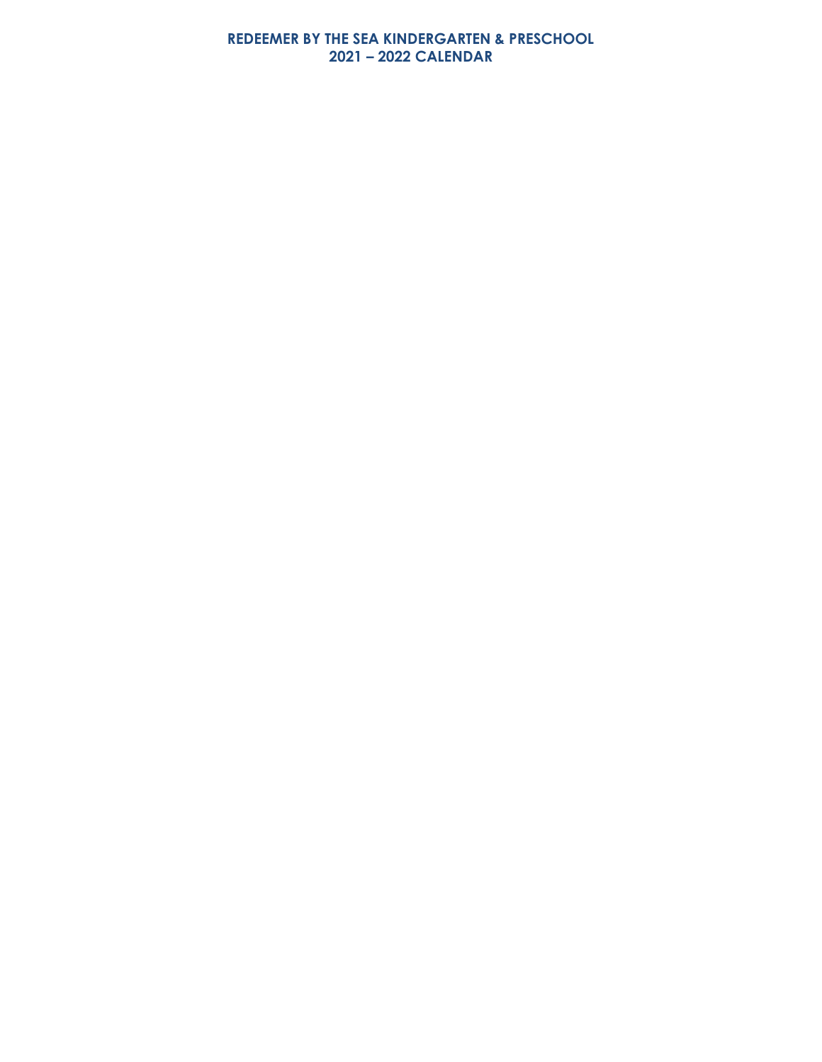**REDEEMER BY THE SEA KINDERGARTEN & PRESCHOOL**
**2021 – 2022 CALENDAR**